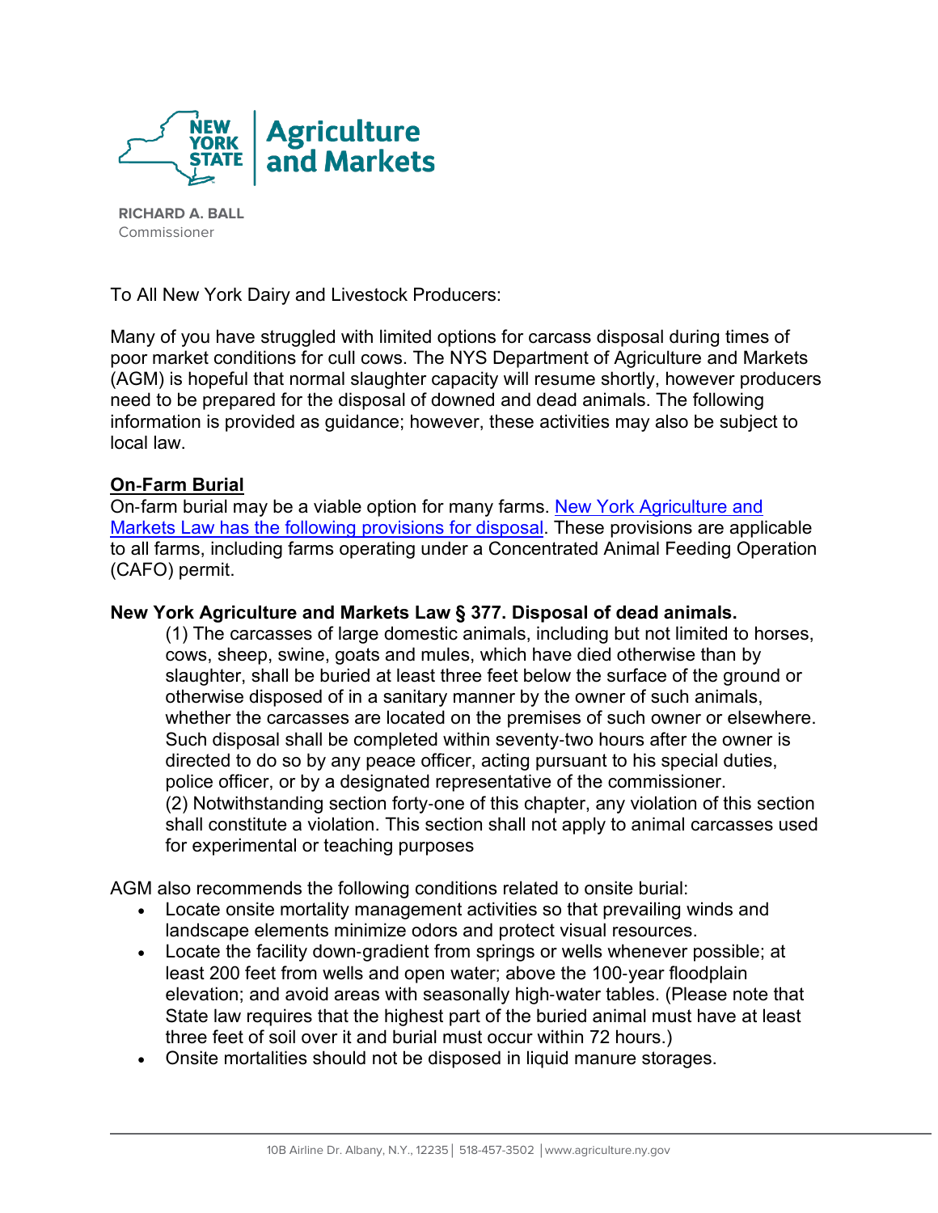NEW YORK STATE | Agriculture and Markets

RICHARD A. BALL
Commissioner

To All New York Dairy and Livestock Producers:

Many of you have struggled with limited options for carcass disposal during times of poor market conditions for cull cows. The NYS Department of Agriculture and Markets (AGM) is hopeful that normal slaughter capacity will resume shortly, however producers need to be prepared for the disposal of downed and dead animals. The following information is provided as guidance; however, these activities may also be subject to local law.

## On-Farm Burial

On-farm burial may be a viable option for many farms. New York Agriculture and Markets Law has the following provisions for disposal. These provisions are applicable to all farms, including farms operating under a Concentrated Animal Feeding Operation (CAFO) permit.

**New York Agriculture and Markets Law § 377. Disposal of dead animals.**

> (1) The carcasses of large domestic animals, including but not limited to horses, cows, sheep, swine, goats and mules, which have died otherwise than by slaughter, shall be buried at least three feet below the surface of the ground or otherwise disposed of in a sanitary manner by the owner of such animals, whether the carcasses are located on the premises of such owner or elsewhere. Such disposal shall be completed within seventy-two hours after the owner is directed to do so by any peace officer, acting pursuant to his special duties, police officer, or by a designated representative of the commissioner.
> (2) Notwithstanding section forty-one of this chapter, any violation of this section shall constitute a violation. This section shall not apply to animal carcasses used for experimental or teaching purposes

AGM also recommends the following conditions related to onsite burial:

- Locate onsite mortality management activities so that prevailing winds and landscape elements minimize odors and protect visual resources.
- Locate the facility down-gradient from springs or wells whenever possible; at least 200 feet from wells and open water; above the 100-year floodplain elevation; and avoid areas with seasonally high-water tables. (Please note that State law requires that the highest part of the buried animal must have at least three feet of soil over it and burial must occur within 72 hours.)
- Onsite mortalities should not be disposed in liquid manure storages.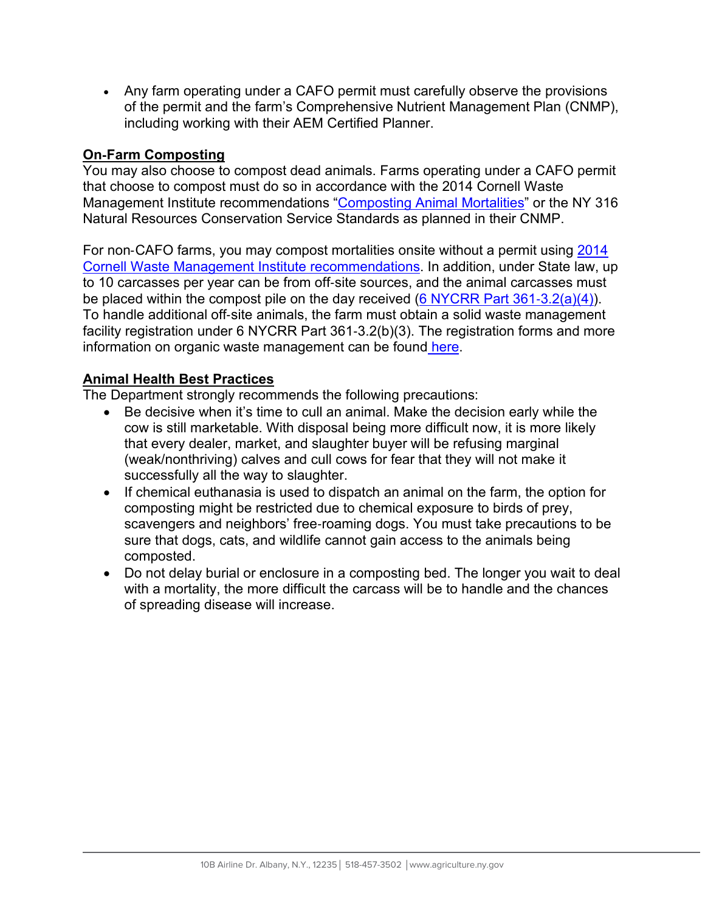- Any farm operating under a CAFO permit must carefully observe the provisions of the permit and the farm's Comprehensive Nutrient Management Plan (CNMP), including working with their AEM Certified Planner.

**On-Farm Composting**

You may also choose to compost dead animals. Farms operating under a CAFO permit that choose to compost must do so in accordance with the 2014 Cornell Waste Management Institute recommendations "Composting Animal Mortalities" or the NY 316 Natural Resources Conservation Service Standards as planned in their CNMP.

For non-CAFO farms, you may compost mortalities onsite without a permit using 2014 Cornell Waste Management Institute recommendations. In addition, under State law, up to 10 carcasses per year can be from off-site sources, and the animal carcasses must be placed within the compost pile on the day received (6 NYCRR Part 361-3.2(a)(4)). To handle additional off-site animals, the farm must obtain a solid waste management facility registration under 6 NYCRR Part 361-3.2(b)(3). The registration forms and more information on organic waste management can be found here.

**Animal Health Best Practices**

The Department strongly recommends the following precautions:

- Be decisive when it's time to cull an animal. Make the decision early while the cow is still marketable. With disposal being more difficult now, it is more likely that every dealer, market, and slaughter buyer will be refusing marginal (weak/nonthriving) calves and cull cows for fear that they will not make it successfully all the way to slaughter.
- If chemical euthanasia is used to dispatch an animal on the farm, the option for composting might be restricted due to chemical exposure to birds of prey, scavengers and neighbors' free-roaming dogs. You must take precautions to be sure that dogs, cats, and wildlife cannot gain access to the animals being composted.
- Do not delay burial or enclosure in a composting bed. The longer you wait to deal with a mortality, the more difficult the carcass will be to handle and the chances of spreading disease will increase.